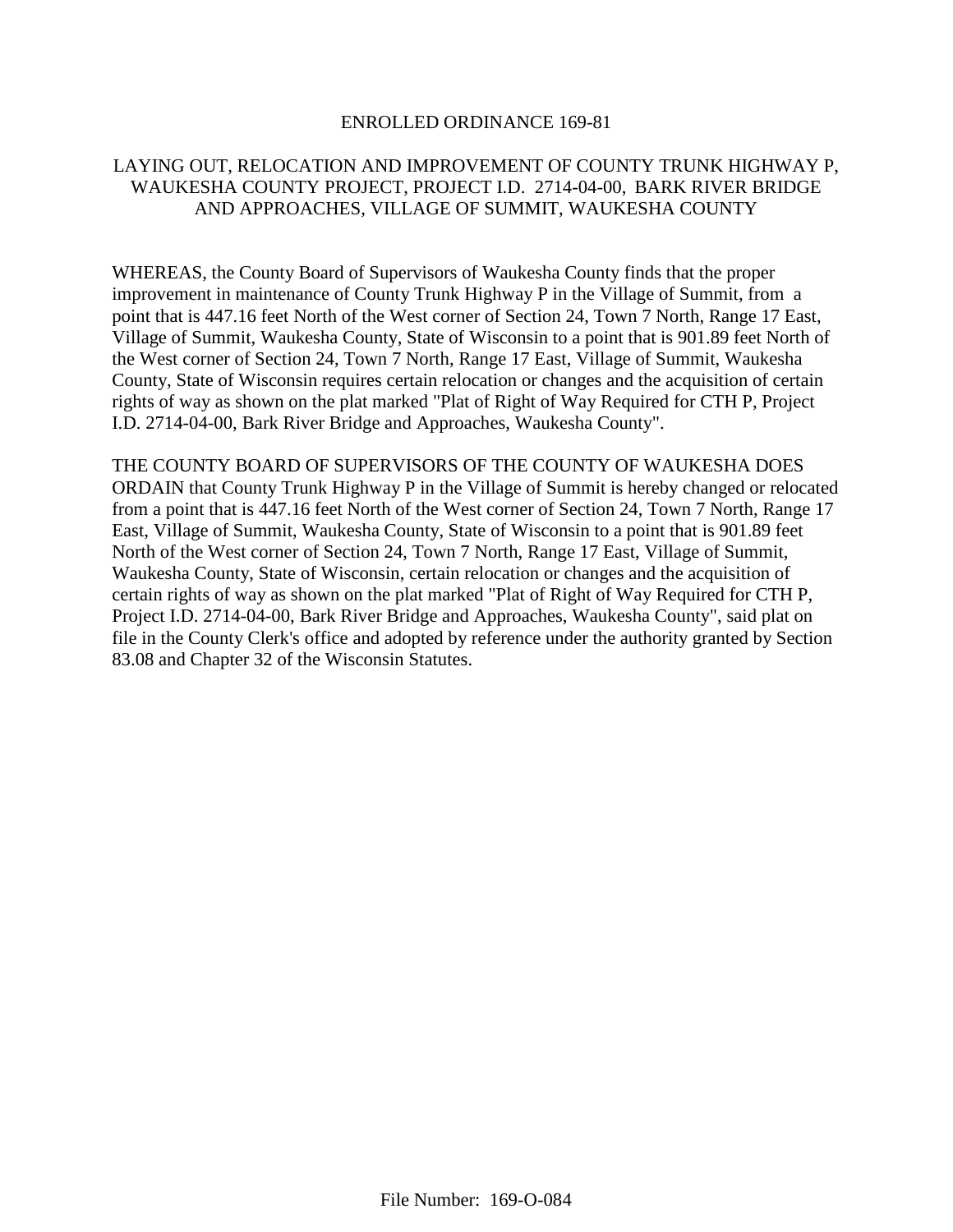# ENROLLED ORDINANCE 169-81

## LAYING OUT, RELOCATION AND IMPROVEMENT OF COUNTY TRUNK HIGHWAY P, WAUKESHA COUNTY PROJECT, PROJECT I.D. 2714-04-00, BARK RIVER BRIDGE AND APPROACHES, VILLAGE OF SUMMIT, WAUKESHA COUNTY

WHEREAS, the County Board of Supervisors of Waukesha County finds that the proper improvement in maintenance of County Trunk Highway P in the Village of Summit, from a point that is 447.16 feet North of the West corner of Section 24, Town 7 North, Range 17 East, Village of Summit, Waukesha County, State of Wisconsin to a point that is 901.89 feet North of the West corner of Section 24, Town 7 North, Range 17 East, Village of Summit, Waukesha County, State of Wisconsin requires certain relocation or changes and the acquisition of certain rights of way as shown on the plat marked "Plat of Right of Way Required for CTH P, Project I.D. 2714-04-00, Bark River Bridge and Approaches, Waukesha County".

THE COUNTY BOARD OF SUPERVISORS OF THE COUNTY OF WAUKESHA DOES ORDAIN that County Trunk Highway P in the Village of Summit is hereby changed or relocated from a point that is 447.16 feet North of the West corner of Section 24, Town 7 North, Range 17 East, Village of Summit, Waukesha County, State of Wisconsin to a point that is 901.89 feet North of the West corner of Section 24, Town 7 North, Range 17 East, Village of Summit, Waukesha County, State of Wisconsin, certain relocation or changes and the acquisition of certain rights of way as shown on the plat marked "Plat of Right of Way Required for CTH P, Project I.D. 2714-04-00, Bark River Bridge and Approaches, Waukesha County", said plat on file in the County Clerk's office and adopted by reference under the authority granted by Section 83.08 and Chapter 32 of the Wisconsin Statutes.

File Number: 169-O-084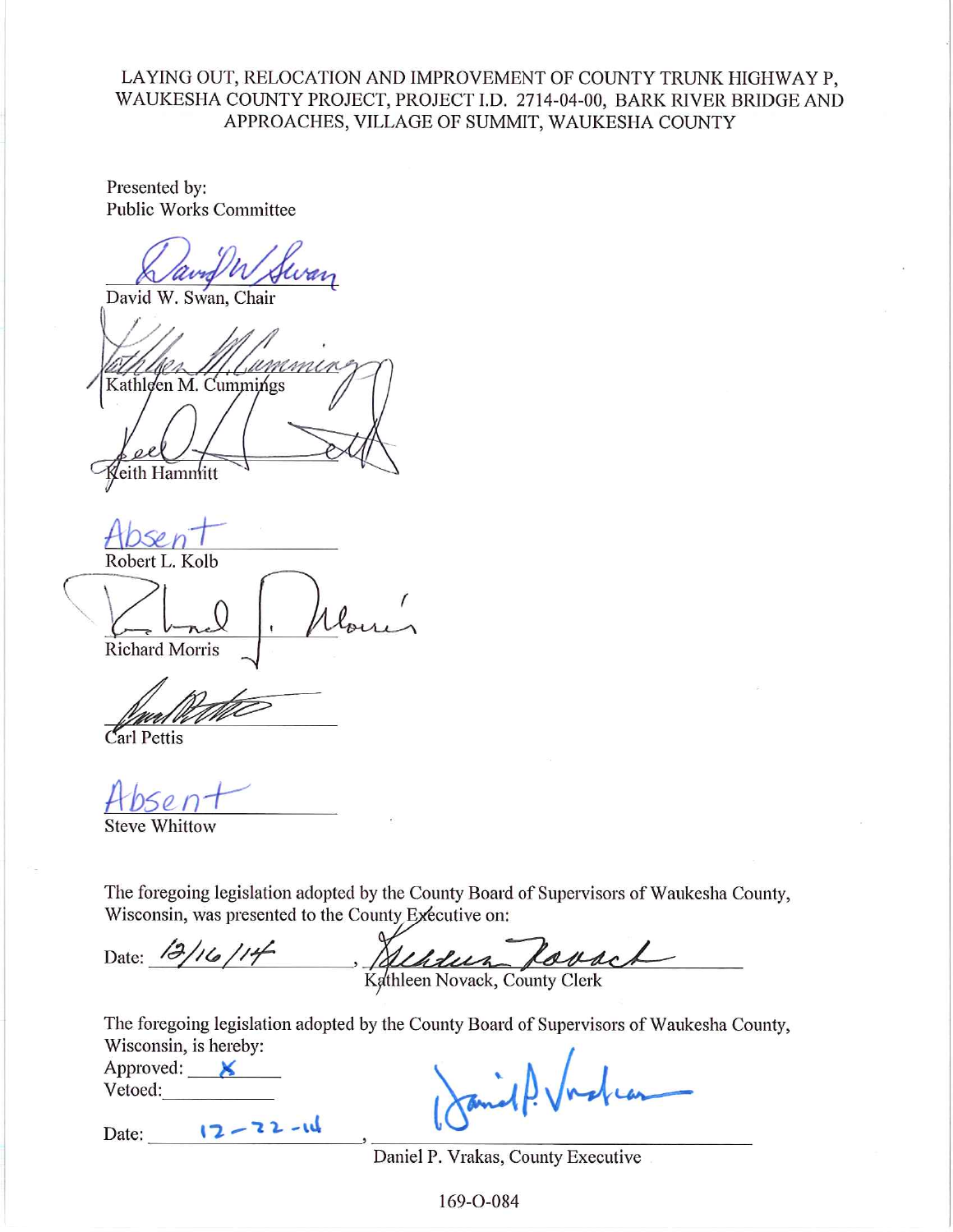LAYING OUT, RELOCATION AND IMPROVEMENT OF COUNTY TRUNK HIGHWAY P, WAUKESHA COUNTY PROJECT, PROJECT I.D. 2714-04-00, BARK RIVER BRIDGE AND APPROACHES, VILLAGE OF SUMMIT, WAUKESHA COUNTY

Presented by:
Public Works Committee

David W. Swan, Chair

Kathleen M. Cummings

Keith Hammitt

Absent
Robert L. Kolb

Richard Morris

Carl Pettis

Absent
Steve Whittow

The foregoing legislation adopted by the County Board of Supervisors of Waukesha County, Wisconsin, was presented to the County Executive on:

Date: 12/16/14 , Kathleen Novack, County Clerk

The foregoing legislation adopted by the County Board of Supervisors of Waukesha County, Wisconsin, is hereby:

Approved: X
Vetoed: \_\_\_\_\_\_\_\_

Date: 12-22-14 , Daniel P. Vrakas, County Executive

169-O-084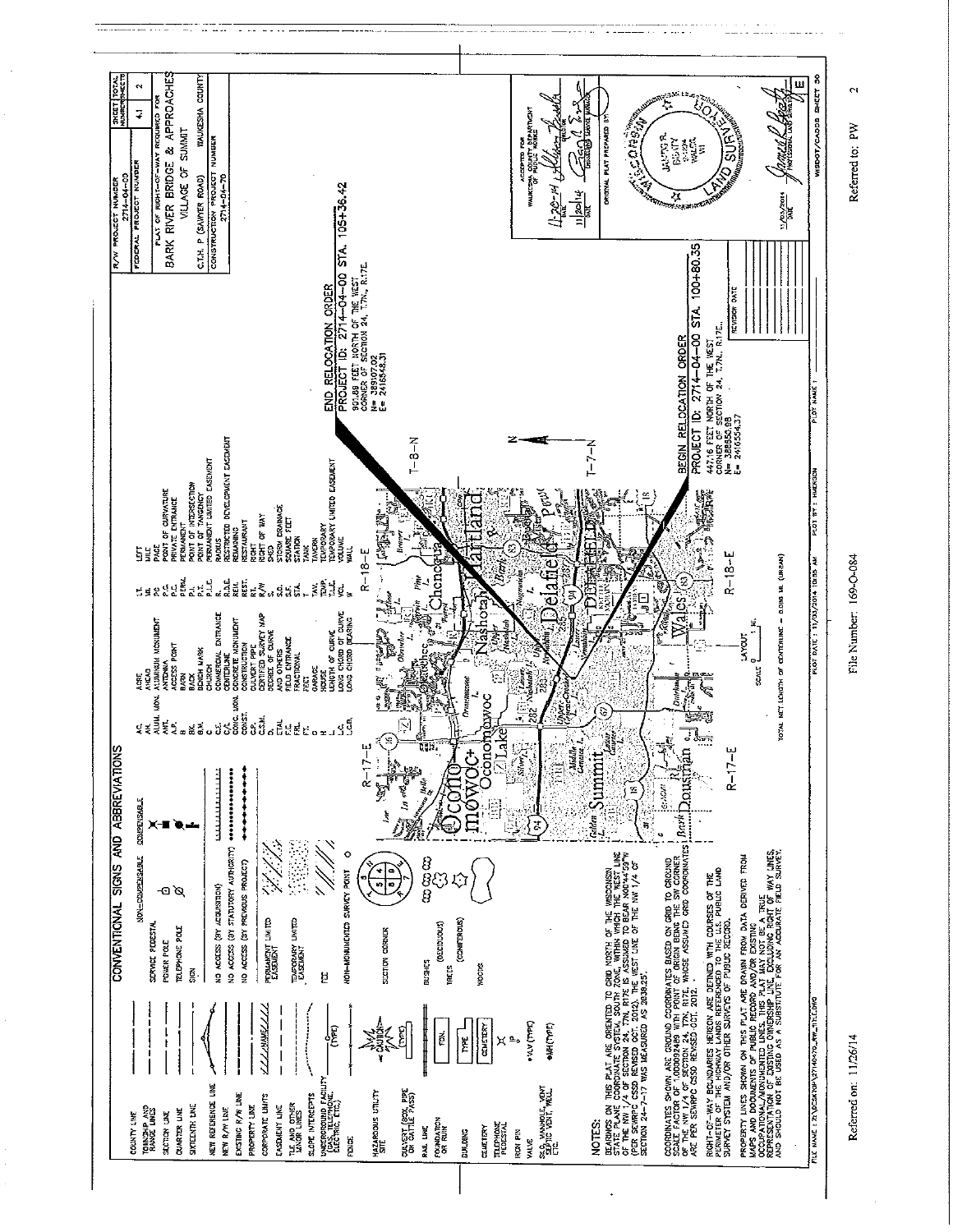# CONVENTIONAL SIGNS AND ABBREVIATIONS

| Line type |
|---|
| COUNTY LINE |
| TOWNSHIP AND RANGE LINES |
| SECTION LINE |
| QUARTER LINE |
| SIXTEENTH LINE |
| NEW REFERENCE LINE |
| NEW R/W LINE |
| EXISTING R/W LINE |
| PROPERTY LINE |
| CORPORATE LIMITS |
| EASEMENT LINE |
| TLE AND OTHER LAND INTERESTS |
| SLOPE INTERCEPTS |
| UNDERGROUND UTILITY (TELEPHONE, ELECTRIC, ETC.) |
| FENCE |
| HAZARDOUS UTILITY SITE |
| CULVERT (BOX, PIPE OR CATTLE PASS) |
| RAIL LINE |
| FOUNDATION OR RUIN |
| BUILDING |
| CEMETERY |
| IRON PIN |
| VALVE |
| SEWER MANHOLE, VENT SEPTIC VENT, WELL ETC. |

| | NON-COMPENSABLE | COMPENSABLE |
|---|---|---|
| SERVICE PEDESTAL | | |
| POWER POLE | | |
| TELEPHONE POLE | | |
| SIGN | | |

- NO ACCESS (BY ACQUISITION)
- NO ACCESS (BY STATUTORY AUTHORITY)
- NO ACCESS (BY PREVIOUS PROJECT)
- PERMANENT LIMITED EASEMENT
- TEMPORARY LIMITED EASEMENT
- FEE
- NON-MONUMENTED SURVEY POINT
- SECTION CORNER
- BUSHES
- TREES (DECIDUOUS) (CONIFEROUS)
- WOODS

| Abbr. | Meaning | Abbr. | Meaning |
|---|---|---|---|
| AC. | ACRE | LT. | LEFT |
| AH. | AHEAD | MI. | MILE |
| ALUM. MON. | ALUMINUM MONUMENT | PG. | PAGE |
| ANT. | ANTENNA | P.C. | POINT OF CURVATURE |
| A.P. | ACCESS POINT | P.E. | PRIVATE ENTRANCE |
| B | BARN | PERM. | PERMANENT |
| BK. | BACK | P.I. | POINT OF INTERSECTION |
| B.M. | BENCH MARK | P.T. | POINT OF TANGENCY |
| C | CHURCH | P.L.E. | PERMANENT LIMITED EASEMENT |
| C.E. | COMMERCIAL ENTRANCE | R. | RADIUS |
| C/L | CENTERLINE | R.D.E. | RESTRICTED DEVELOPMENT EASEMENT |
| CONC. MON. | CONCRETE MONUMENT | REM. | REMAINING |
| CONST. | CONSTRUCTION | REST. | RESTAURANT |
| C.P. | CULVERT PIPE | RT. | RIGHT |
| C.S.M. | CERTIFIED SURVEY MAP | R/W | RIGHT OF WAY |
| D. | DEGREE OF CURVE | S. | SHED |
| ETAL | AND OTHERS | S.D. | STORM DRAINAGE |
| F.E. | FIELD ENTRANCE | S.F. | SQUARE FEET |
| FRL. | FRACTIONAL | STA. | STATION |
| FT. | FEET | T. | TANK |
| G | GARAGE | TAV. | TAVERN |
| H | HOUSE | TEMP. | TEMPORARY |
| L. | LENGTH OF CURVE | T.L.E. | TEMPORARY LIMITED EASEMENT |
| L.C. | LONG CHORD OF CURVE | VOL. | VOLUME |
| L.C.B. | LONG CHORD BEARING | W | WALL |

## NOTES:

BEARINGS ON THIS PLAT ARE ORIENTED TO GRID NORTH OF THE WISCONSIN STATE PLANE COORDINATE SYSTEM, SOUTH ZONE, WITHIN WHICH THE WEST LINE OF THE NW 1/4 OF SECTION 24, T7N, R17E IS ASSUMED TO BEAR N00°44'59"W (PER SEWRPC CSSD REVISED OCT. 2012). THE WEST LINE OF THE NW 1/4 OF SECTION 24-7-17 WAS MEASURED AS 2638.25'.

COORDINATES SHOWN ARE GROUND COORDINATES BASED ON GRID TO GROUND SCALE FACTOR OF 1.000092489 WITH POINT OF ORIGIN BEING THE SW CORNER OF THE NW 1/4 OF SECTION 24, T7N, R17E, WHOSE ASSUMED GRID COORDINATES ARE PER SEWRPC CSSD REVISED OCT. 2012.

RIGHT-OF-WAY BOUNDARIES HEREON ARE DEFINED WITH COURSES OF THE PERIMETER OF THE HIGHWAY LANDS REFERENCED TO THE U.S. PUBLIC LAND SURVEY SYSTEM AND/OR OTHER SURVEYS OF PUBLIC RECORD.

PROPERTY LINES SHOWN ON THIS PLAT ARE DRAWN FROM DATA DERIVED FROM MAPS AND DOCUMENTS OF PUBLIC RECORD AND/OR EXISTING OCCUPATIONAL/MONUMENTED LINES. THIS PLAT MAY NOT BE A TRUE REPRESENTATION OF EXISTING OWNERSHIP LINE, EXCLUDING RIGHT OF WAY LINES, AND SHOULD NOT BE USED AS A SUBSTITUTE FOR AN ACCURATE FIELD SURVEY.

END RELOCATION ORDER
PROJECT ID: 2714-04-00 STA. 105+36.42
901.88 FEET NORTH OF THE WEST CORNER OF SECTION 24, T7N., R17E.
N= 389107.02
E= 2416548.31

BEGIN RELOCATION ORDER
PROJECT ID: 2714-04-00 STA. 100+80.35
447.16 FEET NORTH OF THE WEST CORNER OF SECTION 24, T7N., R17E.
N= 388655.98
E= 2416554.37

T-8-N · T-7-N · R-17-E · R-18-E

LAYOUT
SCALE 0 — 1 MI.

TOTAL NET LENGTH OF CENTERLINE = 0.090 MI. (URBAN)

| R/W PROJECT NUMBER | SHEET NUMBER | TOTAL NUMBER SHEETS |
|---|---|---|
| 2714-04-00 | 4.1 | 2 |
| FEDERAL PROJECT NUMBER | | |

PLAT OF RIGHT-OF-WAY REQUIRED FOR
BARK RIVER BRIDGE & APPROACHES
VILLAGE OF SUMMIT
C.T.H. P (SAWYER ROAD) WAUKESHA COUNTY
CONSTRUCTION PROJECT NUMBER
2714-04-70

ACCEPTED FOR WAUKESHA COUNTY DEPARTMENT OF PUBLIC WORKS
11-20-14 (signature) DIRECTOR
11/20/14 (signature) COUNTY SURVEYOR

ORIGINAL PLAT PREPARED BY
(seal: WISCONSIN LAND SURVEYOR)
11/20/2014 (signature) PROFESSIONAL LAND SURVEYOR

REVISION DATE

E

FILE NAME: ...27140470_RW_TITLE.DWG  PLOT DATE: 11/20/2014 10:05 AM  PLOT BY: HJACKSON  PLOT NAME:  WISDOT/CADDS SHEET 50

Referred on: 11/26/14  File Number: 169-O-084  Referred to: PW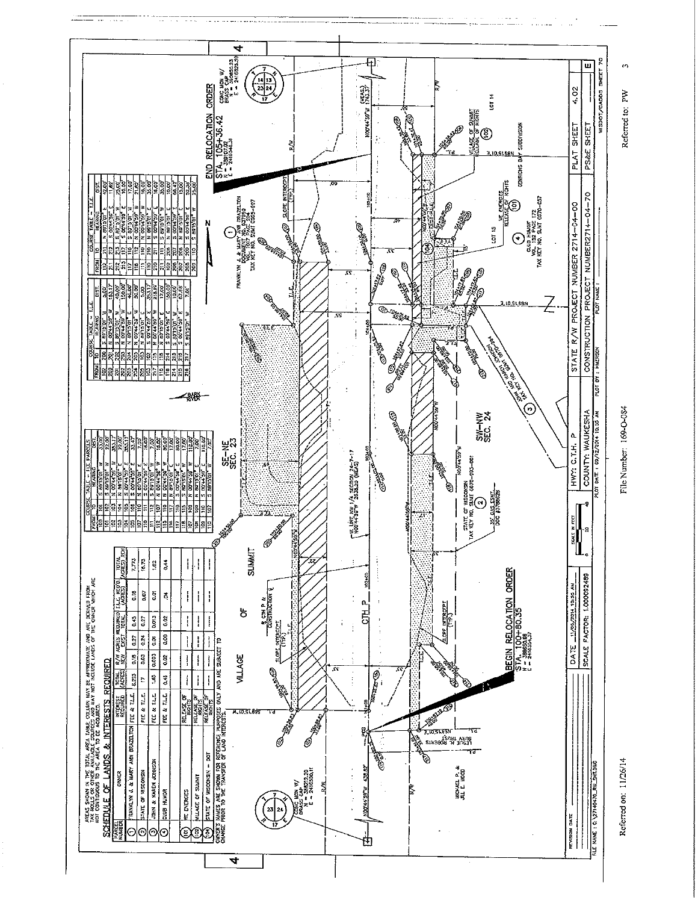AREAS SHOWN IN THE TOTAL AREA TABLE COLUMN MAY BE APPROXIMATE AND ARE DERIVED FROM TAX ROLLS OR OTHER AVAILABLE SOURCES AND MAY NOT INCLUDE LANDS OF THE OWNER WHICH ARE NOT CONTIGUOUS TO THE AREA TO BE ACQUIRED.

## SCHEDULE OF LANDS & INTERESTS REQUIRED

| PARCEL NUMBER | OWNER | INTEREST REQUIRED | TOTAL (ACRES) | R/W ACRES REQUIRED NEW | EXIST. | TOTAL | T.L.E. REQ'D (ACRES) | TOTAL (ACRES) R/W |
|---|---|---|---|---|---|---|---|---|
| 1 | FRANKLYN J. & MARY ANN BRAZELTON | FEE & T.L.E. | 8.223 | 0.16 | 0.27 | 0.43 | 0.18 | 7.793 |
| 2 | STATE OF WISCONSIN | FEE & T.L.E. | 17 | 0.02 | 0.24 | 0.27 | 0.07 | 16.73 |
| 3 | JOHN & KAREN JOHNSON | FEE & T.L.E. | 1.65 | 0.003 | 0.01 | 0.013 | 0.01 | 1.62 |
| 4 | CLUB HUMOR | FEE & T.L.E. | 0.46 | 0.02 | 0.00 | 0.02 | .04 | 0.44 |
| 101 | WE ENERGIES | RELEASE OF RIGHTS | --- | --- | --- | --- | --- | --- |
| 102 | VILLAGE OF SUMMIT | RELEASE OF RIGHTS | --- | --- | --- | --- | --- | --- |
| 104 | STATE OF WISCONSIN - DOT | RELEASE OF RIGHTS | --- | --- | --- | --- | --- | --- |

OWNER'S NAMES ARE SHOWN FOR REFERENCE PURPOSES ONLY AND ARE SUBJECT TO CHANGE PRIOR TO THE TRANSFER OF LAND INTERESTS.

COURSE TABLE - FEE PARCELS

| FROM | TO | BEARING | DIST. |
|---|---|---|---|
| 100 | 101 | S 89°15'01" W | 33.00' |
| 101 | 102 | S 89°15'01" W | 22.00' |
| 102 | 103 | N 00°14'59" E | 353.17' |
| 103 | 104 | N 89°15'01" E | 22.00' |
| 104 | 105 | S 00°14'59" E | 353.17' |
| 106 | 107 | S 00°14'59" E | 33.47' |
| 107 | 110 | N 89°15'01" E | 7.00' |
| 110 | 111 | S 00°14'59" E | 16.00' |
| 111 | 112 | S 89°15'01" W | 7.00' |
| 112 | 107 | N 00°14'59" W | 16.00' |
| 115 | 116 | N 00°44'30" W | 80.00' |
| 116 | 117 | N 89°15'01" E | 17.00' |
| 117 | 118 | S 00°44'59" W | 80.00' |
| 118 | 115 | S 89°15'01" W | 17.00' |
| 107 | 108 | N 00°44'30" W | 112.00' |
| 108 | 109 | N 89°15'01" E | 7.00' |
| 109 | 110 | S 00°14'59" E | 112.00' |
| 110 | 107 | S 89°15'01" W | 7.00' |

COURSE TABLE - T.L.E.

| FROM | TO | BEARING | DIST. |
|---|---|---|---|
| 102 | 200 | S 89°15'01" W | 5.00' |
| 200 | 201 | N 00°14'59" E | 353.17' |
| 201 | 202 | N 89°15'01" E | 40.00' |
| 202 | 203 | N 00°14'59" E | 150.00' |
| 203 | 204 | N 89°15'01" E | 46.00' |
| 204 | 205 | N 00°14'59" W | 50.00' |
| 205 | 103 | N 89°15'01" E | 5.00' |
| 103 | 102 | S 00°14'59" E | 353.17' |
| 217 | 115 | N 00°14'59" W | 215.16' |
| 116 | 118 | N 89°15'01" E | 7.00' |
| 118 | 214 | S 00°14'59" E | 120.00' |
| 214 | 215 | S 89°15'01" W | 10.00' |
| 215 | 216 | S 00°14'59" E | 67.86' |
| 216 | 217 | S 89°15'01" W | 7.01' |
| 112 | 211 | N 89°15'01" E | 12.00' |
| 211 | 212 | S 00°14'59" E | 11.69' |
| 212 | 213 | E 89°15'01" E | 25.00' |
| 213 | 117 | S 00°14'59" E | 10.00' |
| 117 | 110 | S 89°15'01" W | 17.60' |
| 118 | 110 | N 00°14'59" W | 21.62' |
| 111 | 110 | N 00°14'59" W | 16.00' |
| 110 | 210 | N 89°15'01" E | 35.00' |
| 210 | 211 | S 00°14'59" E | 16.00' |
| 211 | 111 | S 89°15'01" W | 35.00' |
| 109 | 206 | N 89°15'01" E | 10.00' |
| 206 | 207 | S 00°14'59" E | 66.42' |
| 207 | 208 | N 89°15'01" E | 13.00' |
| 208 | 209 | S 00°14'59" E | 22.38' |
| 209 | 110 | S 89°15'01" W | 23.00' |

VILLAGE OF SUMMIT

SE-NE SEC. 23

SW-NW SEC. 24

CTH P

BEGIN RELOCATION ORDER STA. 100+80.35 N = 386650.08 E = 2414554.37

END RELOCATION ORDER STA. 105+36.42 N = 386107.00 E = 2410348.31

1 — FRANKLYN J. & MARY ANN BRAZELTON, DOCUMENT NO. 3637090, VOL. 1017 PAGE 204, TAX KEY NO. SUMT 0805-027

2 — STATE OF WISCONSIN, TAX KEY NO. SUMT 0870-993-001

3 — JOHN AND KAREN JOHNSON, TAX KEY NO. SUMT 0870-998-001

4 — CLUB HUMOR, VOL. 150 PAGE 172, TAX KEY NO. SUMT 0870-057

101 — WE ENERGIES RELEASE OF RIGHTS

102 — VILLAGE OF SUMMIT RELEASE OF RIGHTS

104 — DOT RELEASE OF RIGHTS

LESLIE N. ROBERTS SURV TRUST

MICHAEL P. & JILL E. WOOD

W. LINE, NW 1/4 SECTION 24-7-17, N00°44'59"W 2638.22 (MEAS)

35' GAS ESMT. DOC #3768529

GENRICHS BAY SUBDIVISION, LOT 14, LOT 15

CONC MON W/ BRASS CAP N = 386219.20 E = 2414556.11

CONC MON W/ BRASS CAP N = 360666.23 E = 2416523.30

N00°44'59"W 438.82'

N00°44'59"W (MEAS.) 1743.37'

| DATE 11/05/2014 10:05 AM | HWY: C.T.H. P | STATE R/W PROJECT NUMBER 2714-04-00 | PLAT SHEET 4.02 |
|---|---|---|---|
| SCALE FACTOR: 1.000032489 | COUNTY: WAUKESHA | CONSTRUCTION PROJECT NUMBER 2714-04-70 | PS&E SHEET E |

FILE NAME: C:\27140470_RW_SHT.DWG — PLOT DATE: 09/12/2014 10:05 AM — PLOT BY: HMERSON — WISDOT/CADDS SHEET 70

Referred on: 11/26/14 File Number: 169-O-084 Referred to: PW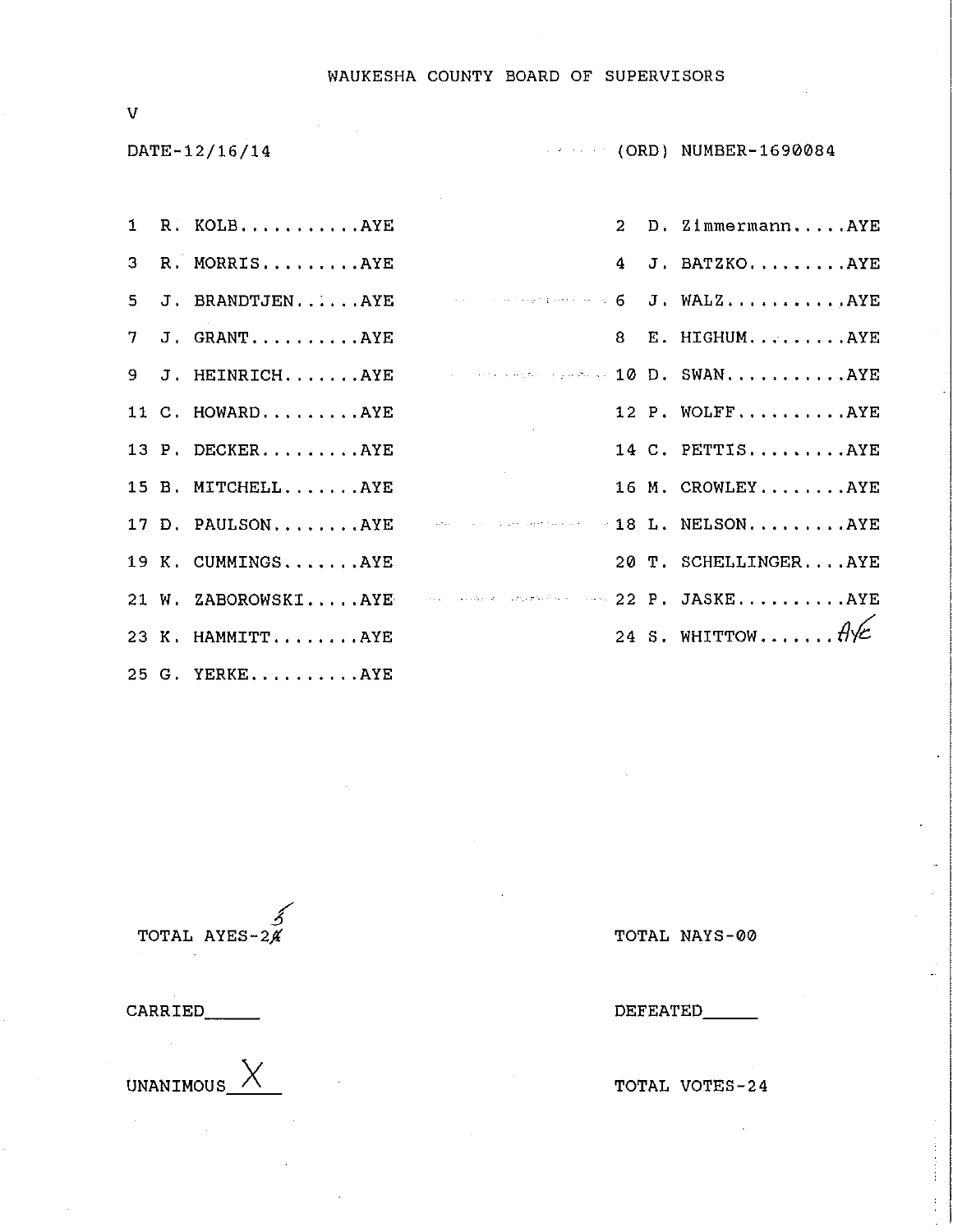# WAUKESHA COUNTY BOARD OF SUPERVISORS

V

DATE-12/16/14 (ORD) NUMBER-1690084

| | |
|---|---|
| 1 R. KOLB..........AYE | 2 D. Zimmermann.....AYE |
| 3 R. MORRIS.........AYE | 4 J. BATZKO.........AYE |
| 5 J. BRANDTJEN......AYE | 6 J. WALZ...........AYE |
| 7 J. GRANT..........AYE | 8 E. HIGHUM.........AYE |
| 9 J. HEINRICH.......AYE | 10 D. SWAN...........AYE |
| 11 C. HOWARD.........AYE | 12 P. WOLFF..........AYE |
| 13 P. DECKER.........AYE | 14 C. PETTIS.........AYE |
| 15 B. MITCHELL.......AYE | 16 M. CROWLEY........AYE |
| 17 D. PAULSON........AYE | 18 L. NELSON.........AYE |
| 19 K. CUMMINGS.......AYE | 20 T. SCHELLINGER....AYE |
| 21 W. ZABOROWSKI.....AYE | 22 P. JASKE..........AYE |
| 23 K. HAMMITT........AYE | 24 S. WHITTOW.......AYE |
| 25 G. YERKE..........AYE | |

TOTAL AYES-25

TOTAL NAYS-00

CARRIED_____

DEFEATED_____

UNANIMOUS X

TOTAL VOTES-24